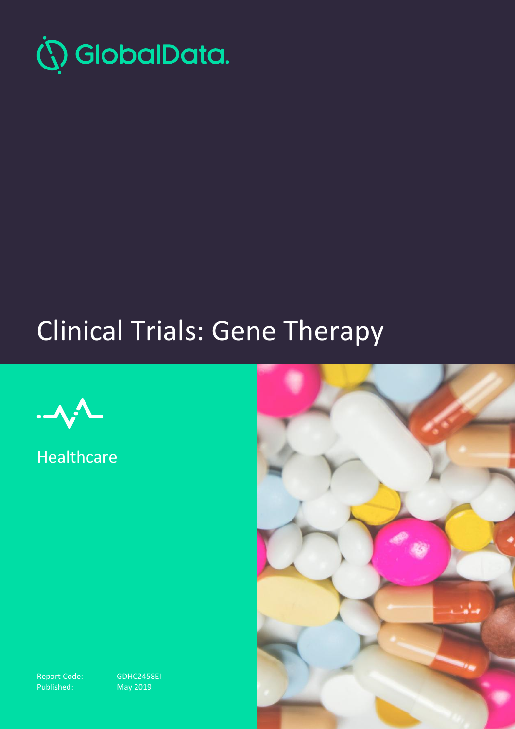GlobalData.

# Clinical Trials: Gene Therapy

Healthcare

Report Code: GDHC2458EI
Published: May 2019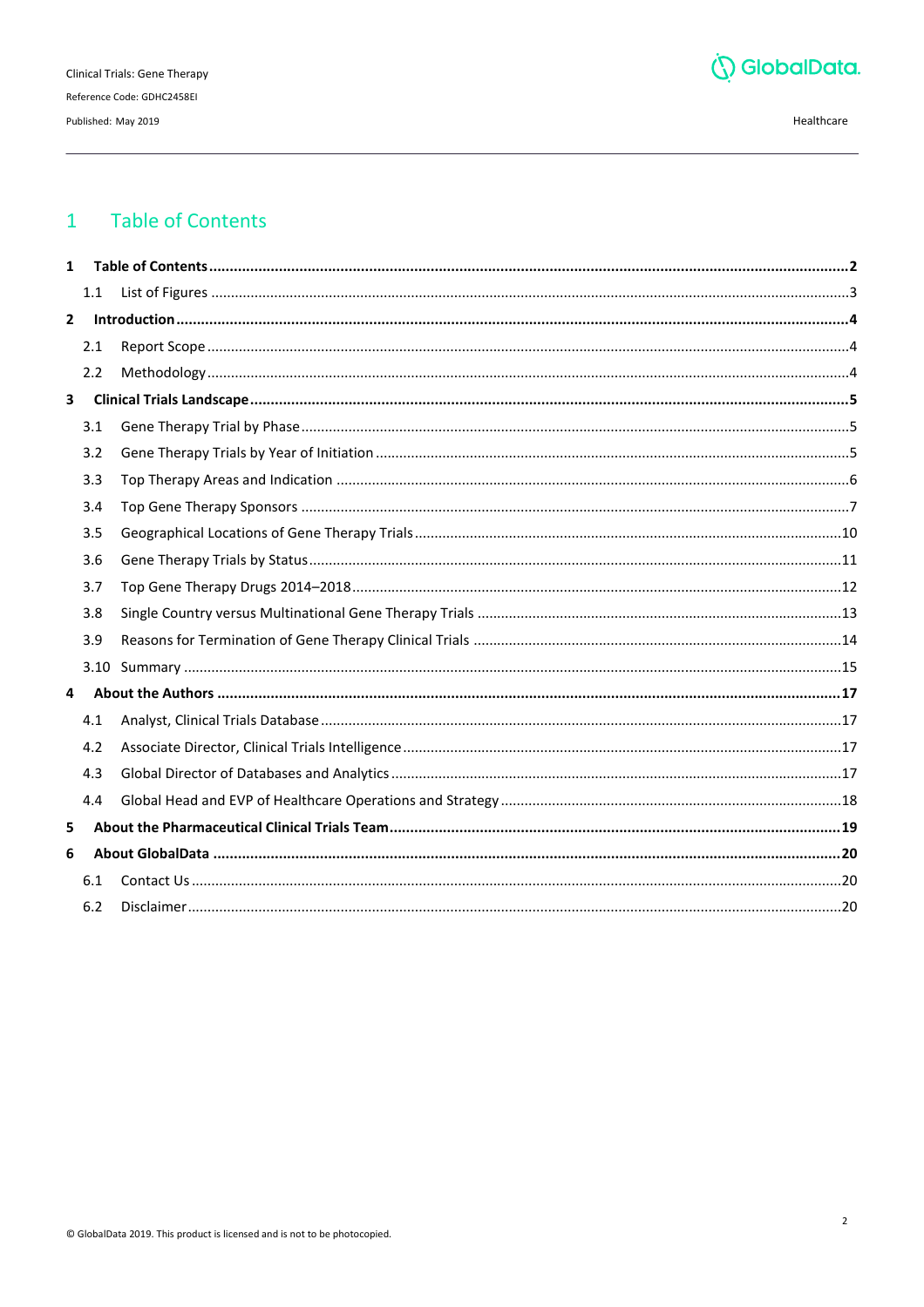# 1 Table of Contents

- **1 Table of Contents** ..... **2**
  - 1.1 List of Figures ..... 3
- **2 Introduction** ..... **4**
  - 2.1 Report Scope ..... 4
  - 2.2 Methodology ..... 4
- **3 Clinical Trials Landscape** ..... **5**
  - 3.1 Gene Therapy Trial by Phase ..... 5
  - 3.2 Gene Therapy Trials by Year of Initiation ..... 5
  - 3.3 Top Therapy Areas and Indication ..... 6
  - 3.4 Top Gene Therapy Sponsors ..... 7
  - 3.5 Geographical Locations of Gene Therapy Trials ..... 10
  - 3.6 Gene Therapy Trials by Status ..... 11
  - 3.7 Top Gene Therapy Drugs 2014–2018 ..... 12
  - 3.8 Single Country versus Multinational Gene Therapy Trials ..... 13
  - 3.9 Reasons for Termination of Gene Therapy Clinical Trials ..... 14
  - 3.10 Summary ..... 15
- **4 About the Authors** ..... **17**
  - 4.1 Analyst, Clinical Trials Database ..... 17
  - 4.2 Associate Director, Clinical Trials Intelligence ..... 17
  - 4.3 Global Director of Databases and Analytics ..... 17
  - 4.4 Global Head and EVP of Healthcare Operations and Strategy ..... 18
- **5 About the Pharmaceutical Clinical Trials Team** ..... **19**
- **6 About GlobalData** ..... **20**
  - 6.1 Contact Us ..... 20
  - 6.2 Disclaimer ..... 20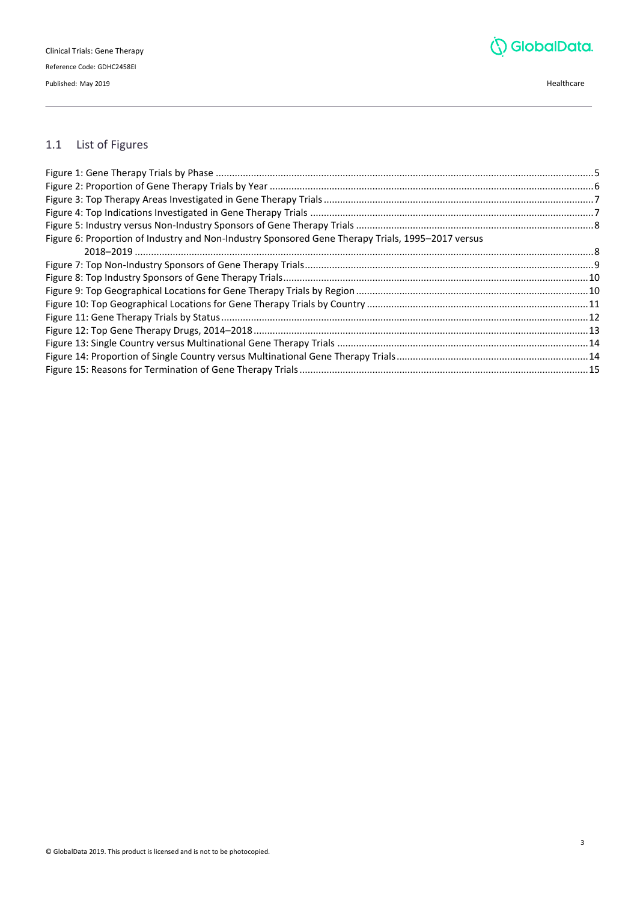## 1.1 List of Figures

Figure 1: Gene Therapy Trials by Phase ....................................................................................................................5
Figure 2: Proportion of Gene Therapy Trials by Year ..................................................................................................6
Figure 3: Top Therapy Areas Investigated in Gene Therapy Trials ..............................................................................7
Figure 4: Top Indications Investigated in Gene Therapy Trials ....................................................................................7
Figure 5: Industry versus Non-Industry Sponsors of Gene Therapy Trials ..................................................................8
Figure 6: Proportion of Industry and Non-Industry Sponsored Gene Therapy Trials, 1995–2017 versus 2018–2019 ....................................................................................................................................8
Figure 7: Top Non-Industry Sponsors of Gene Therapy Trials.....................................................................................9
Figure 8: Top Industry Sponsors of Gene Therapy Trials...........................................................................................10
Figure 9: Top Geographical Locations for Gene Therapy Trials by Region ................................................................10
Figure 10: Top Geographical Locations for Gene Therapy Trials by Country ............................................................11
Figure 11: Gene Therapy Trials by Status..................................................................................................................12
Figure 12: Top Gene Therapy Drugs, 2014–2018......................................................................................................13
Figure 13: Single Country versus Multinational Gene Therapy Trials .......................................................................14
Figure 14: Proportion of Single Country versus Multinational Gene Therapy Trials.................................................14
Figure 15: Reasons for Termination of Gene Therapy Trials ....................................................................................15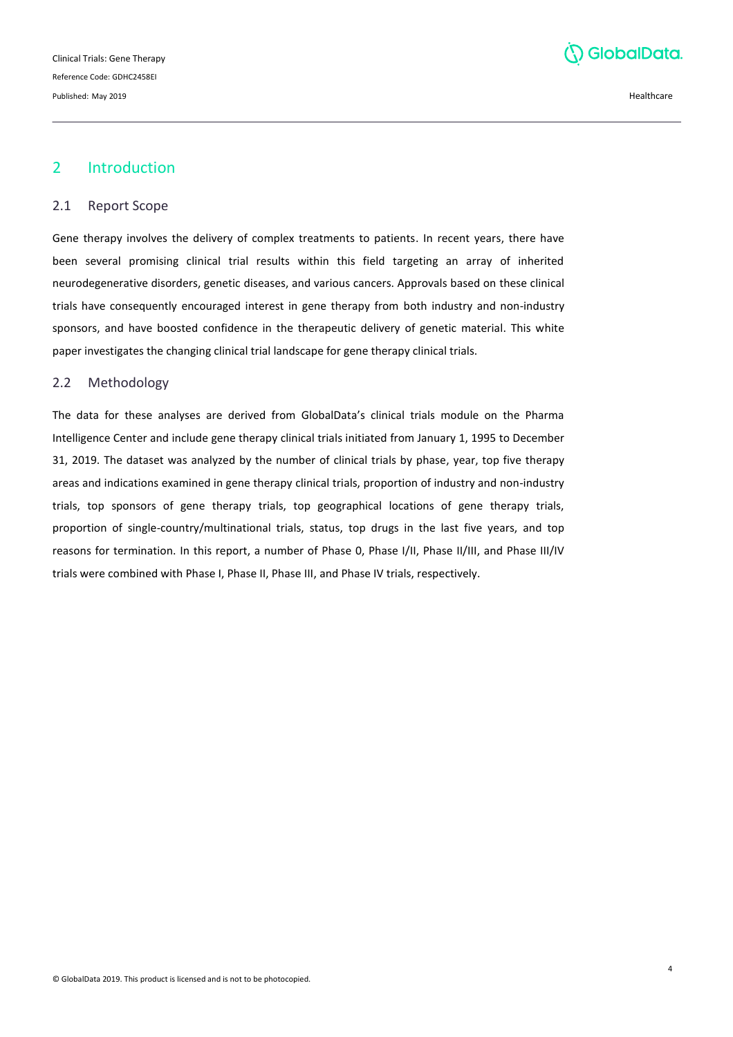## 2 Introduction

### 2.1 Report Scope

Gene therapy involves the delivery of complex treatments to patients. In recent years, there have been several promising clinical trial results within this field targeting an array of inherited neurodegenerative disorders, genetic diseases, and various cancers. Approvals based on these clinical trials have consequently encouraged interest in gene therapy from both industry and non-industry sponsors, and have boosted confidence in the therapeutic delivery of genetic material. This white paper investigates the changing clinical trial landscape for gene therapy clinical trials.

### 2.2 Methodology

The data for these analyses are derived from GlobalData's clinical trials module on the Pharma Intelligence Center and include gene therapy clinical trials initiated from January 1, 1995 to December 31, 2019. The dataset was analyzed by the number of clinical trials by phase, year, top five therapy areas and indications examined in gene therapy clinical trials, proportion of industry and non-industry trials, top sponsors of gene therapy trials, top geographical locations of gene therapy trials, proportion of single-country/multinational trials, status, top drugs in the last five years, and top reasons for termination. In this report, a number of Phase 0, Phase I/II, Phase II/III, and Phase III/IV trials were combined with Phase I, Phase II, Phase III, and Phase IV trials, respectively.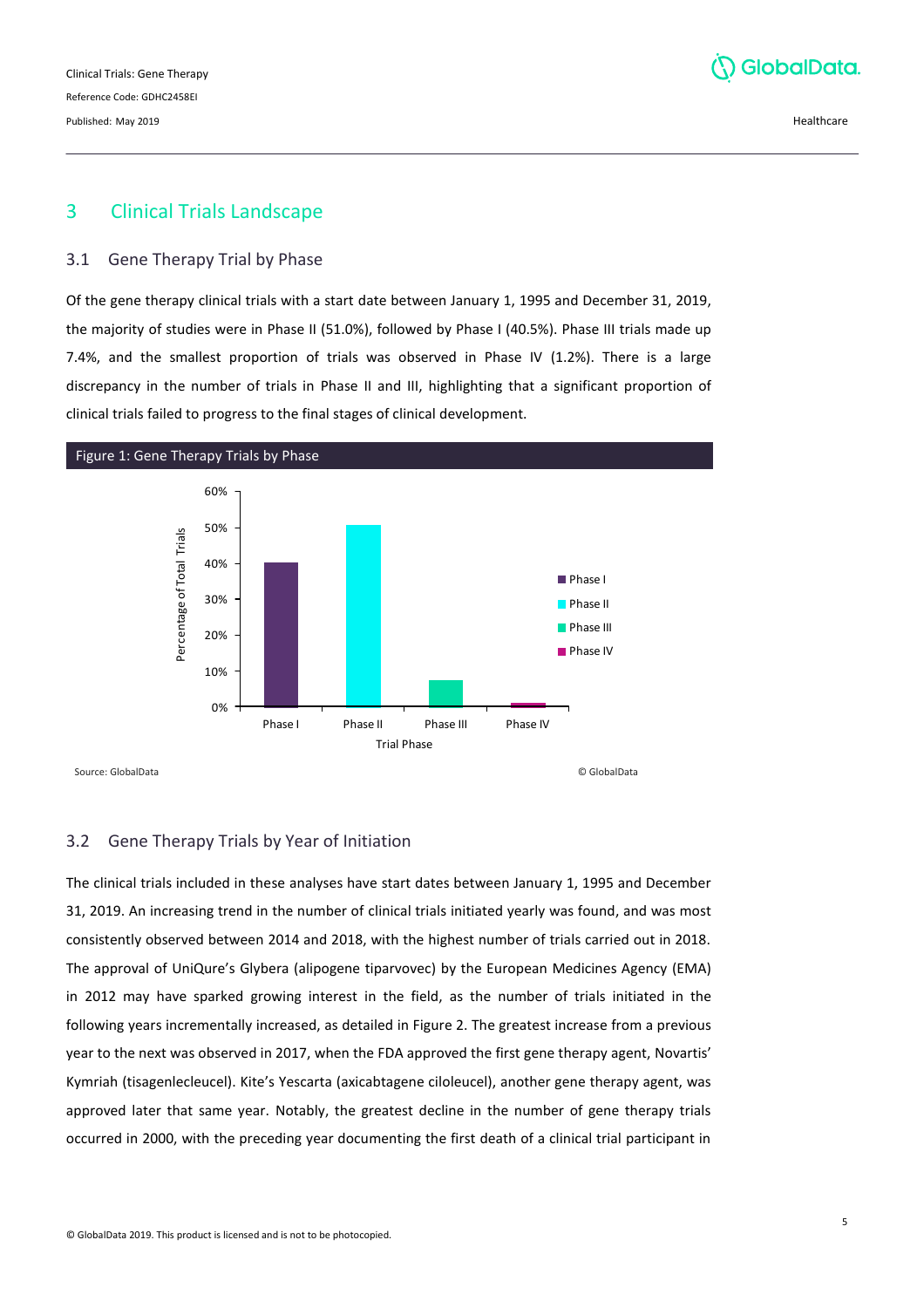## 3 Clinical Trials Landscape

### 3.1 Gene Therapy Trial by Phase

Of the gene therapy clinical trials with a start date between January 1, 1995 and December 31, 2019, the majority of studies were in Phase II (51.0%), followed by Phase I (40.5%). Phase III trials made up 7.4%, and the smallest proportion of trials was observed in Phase IV (1.2%). There is a large discrepancy in the number of trials in Phase II and III, highlighting that a significant proportion of clinical trials failed to progress to the final stages of clinical development.

Figure 1: Gene Therapy Trials by Phase

Source: GlobalData

© GlobalData

### 3.2 Gene Therapy Trials by Year of Initiation

The clinical trials included in these analyses have start dates between January 1, 1995 and December 31, 2019. An increasing trend in the number of clinical trials initiated yearly was found, and was most consistently observed between 2014 and 2018, with the highest number of trials carried out in 2018. The approval of UniQure's Glybera (alipogene tiparvovec) by the European Medicines Agency (EMA) in 2012 may have sparked growing interest in the field, as the number of trials initiated in the following years incrementally increased, as detailed in Figure 2. The greatest increase from a previous year to the next was observed in 2017, when the FDA approved the first gene therapy agent, Novartis' Kymriah (tisagenlecleucel). Kite's Yescarta (axicabtagene ciloleucel), another gene therapy agent, was approved later that same year. Notably, the greatest decline in the number of gene therapy trials occurred in 2000, with the preceding year documenting the first death of a clinical trial participant in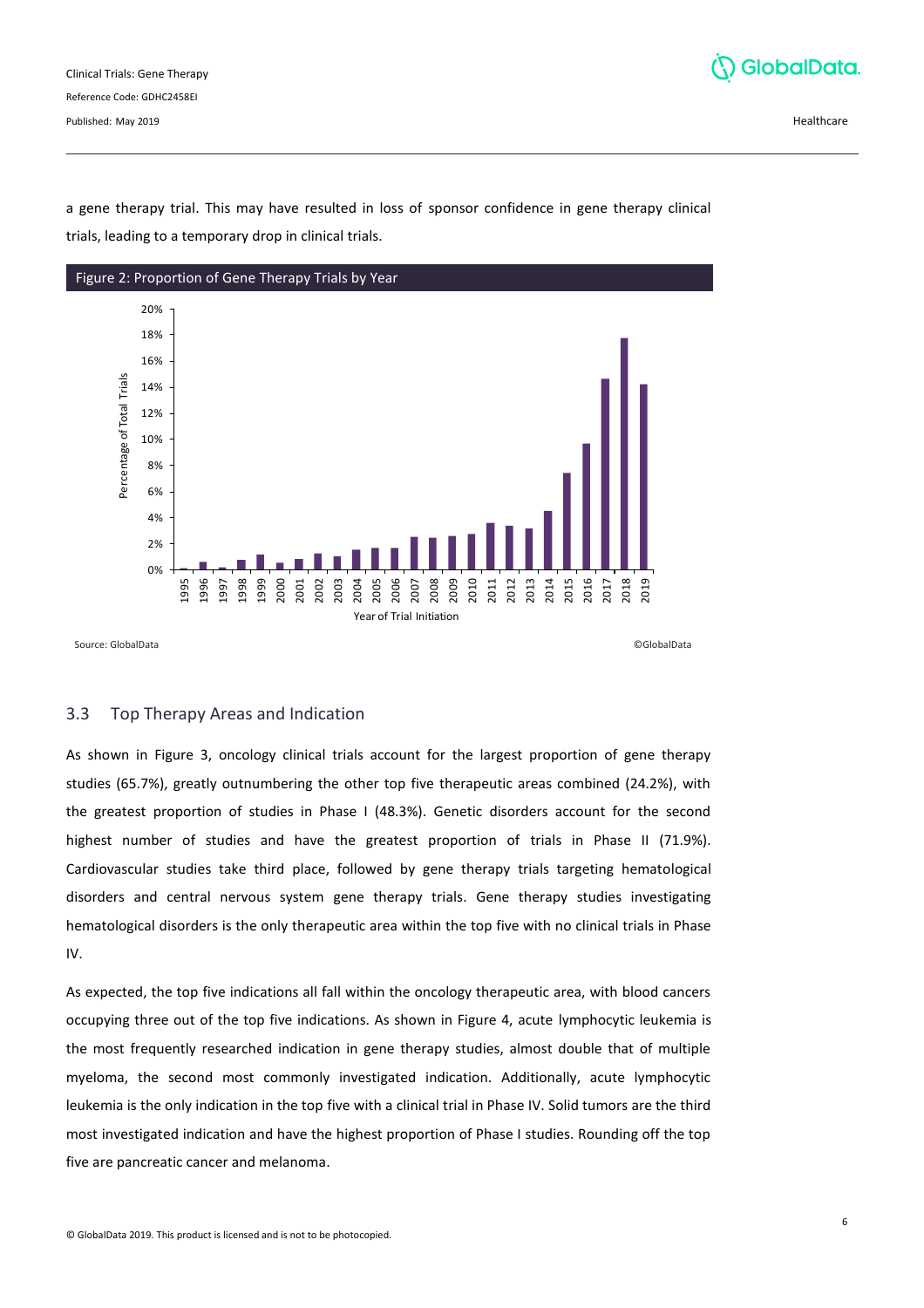a gene therapy trial. This may have resulted in loss of sponsor confidence in gene therapy clinical trials, leading to a temporary drop in clinical trials.

Figure 2: Proportion of Gene Therapy Trials by Year

Source: GlobalData ©GlobalData

## 3.3 Top Therapy Areas and Indication

As shown in Figure 3, oncology clinical trials account for the largest proportion of gene therapy studies (65.7%), greatly outnumbering the other top five therapeutic areas combined (24.2%), with the greatest proportion of studies in Phase I (48.3%). Genetic disorders account for the second highest number of studies and have the greatest proportion of trials in Phase II (71.9%). Cardiovascular studies take third place, followed by gene therapy trials targeting hematological disorders and central nervous system gene therapy trials. Gene therapy studies investigating hematological disorders is the only therapeutic area within the top five with no clinical trials in Phase IV.

As expected, the top five indications all fall within the oncology therapeutic area, with blood cancers occupying three out of the top five indications. As shown in Figure 4, acute lymphocytic leukemia is the most frequently researched indication in gene therapy studies, almost double that of multiple myeloma, the second most commonly investigated indication. Additionally, acute lymphocytic leukemia is the only indication in the top five with a clinical trial in Phase IV. Solid tumors are the third most investigated indication and have the highest proportion of Phase I studies. Rounding off the top five are pancreatic cancer and melanoma.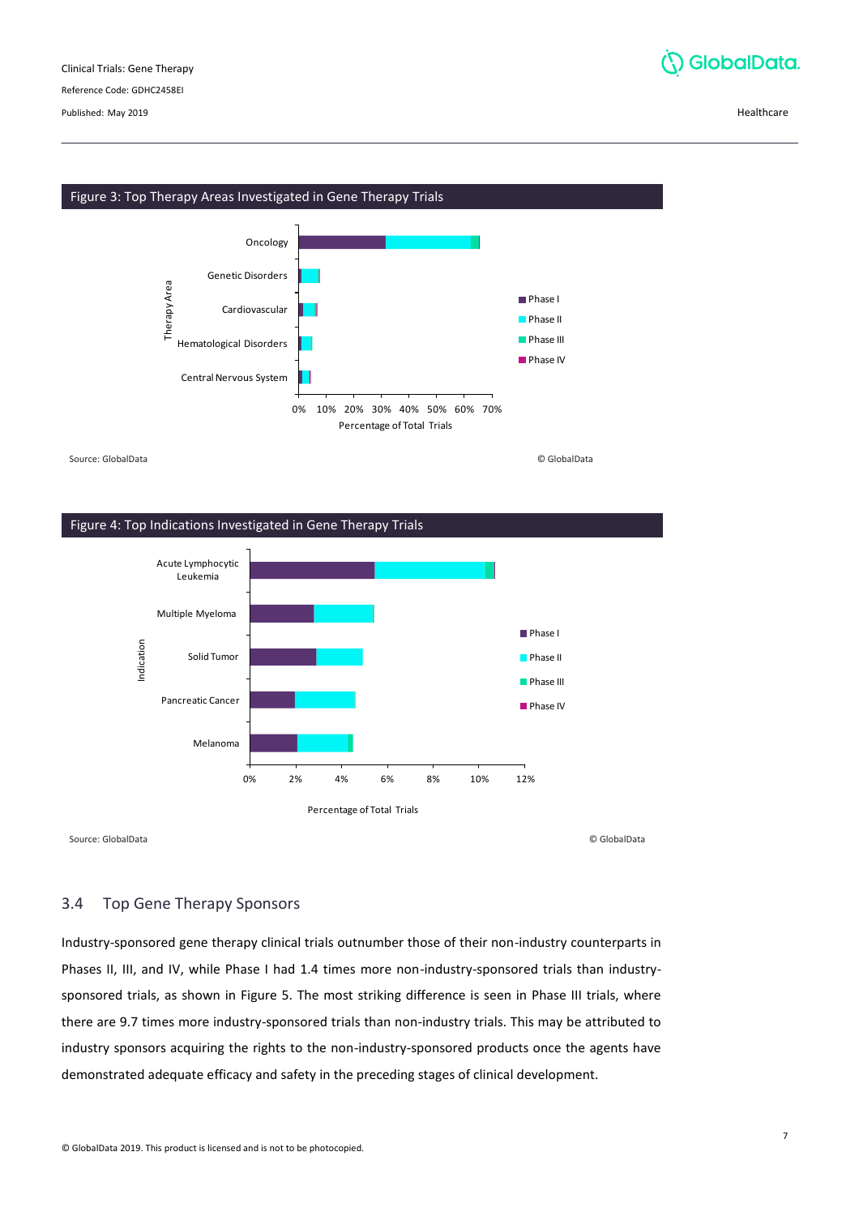Figure 3: Top Therapy Areas Investigated in Gene Therapy Trials

Source: GlobalData

© GlobalData

Figure 4: Top Indications Investigated in Gene Therapy Trials

Source: GlobalData

© GlobalData

## 3.4 Top Gene Therapy Sponsors

Industry-sponsored gene therapy clinical trials outnumber those of their non-industry counterparts in Phases II, III, and IV, while Phase I had 1.4 times more non-industry-sponsored trials than industry-sponsored trials, as shown in Figure 5. The most striking difference is seen in Phase III trials, where there are 9.7 times more industry-sponsored trials than non-industry trials. This may be attributed to industry sponsors acquiring the rights to the non-industry-sponsored products once the agents have demonstrated adequate efficacy and safety in the preceding stages of clinical development.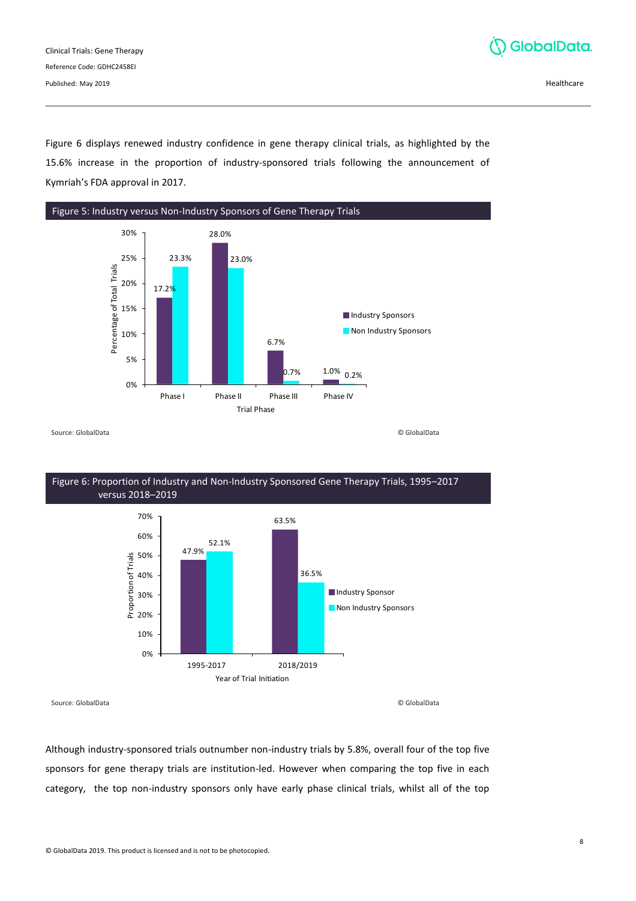Figure 6 displays renewed industry confidence in gene therapy clinical trials, as highlighted by the 15.6% increase in the proportion of industry-sponsored trials following the announcement of Kymriah's FDA approval in 2017.

**Figure 5: Industry versus Non-Industry Sponsors of Gene Therapy Trials**

| Trial Phase | Industry Sponsors | Non Industry Sponsors |
|---|---|---|
| Phase I | 17.2% | 23.3% |
| Phase II | 28.0% | 23.0% |
| Phase III | 6.7% | 0.7% |
| Phase IV | 1.0% | 0.2% |

Source: GlobalData © GlobalData

**Figure 6: Proportion of Industry and Non-Industry Sponsored Gene Therapy Trials, 1995–2017 versus 2018–2019**

| Year of Trial Initiation | Industry Sponsor | Non Industry Sponsors |
|---|---|---|
| 1995-2017 | 47.9% | 52.1% |
| 2018/2019 | 63.5% | 36.5% |

Source: GlobalData © GlobalData

Although industry-sponsored trials outnumber non-industry trials by 5.8%, overall four of the top five sponsors for gene therapy trials are institution-led. However when comparing the top five in each category, the top non-industry sponsors only have early phase clinical trials, whilst all of the top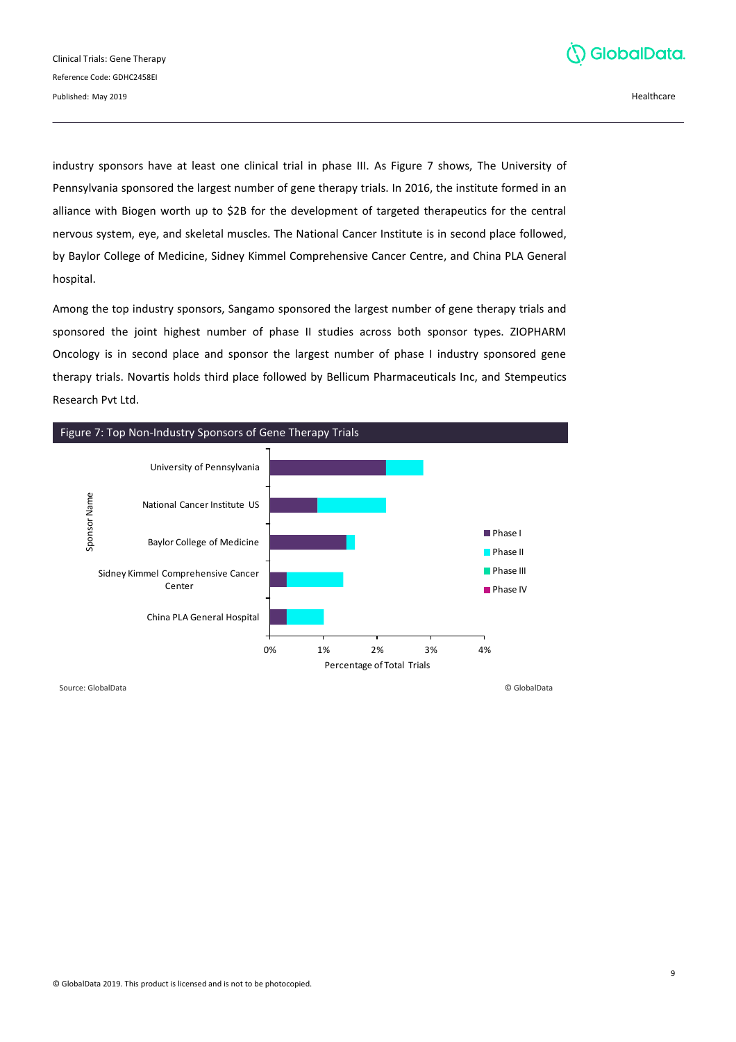industry sponsors have at least one clinical trial in phase III. As Figure 7 shows, The University of Pennsylvania sponsored the largest number of gene therapy trials. In 2016, the institute formed in an alliance with Biogen worth up to $2B for the development of targeted therapeutics for the central nervous system, eye, and skeletal muscles. The National Cancer Institute is in second place followed, by Baylor College of Medicine, Sidney Kimmel Comprehensive Cancer Centre, and China PLA General hospital.

Among the top industry sponsors, Sangamo sponsored the largest number of gene therapy trials and sponsored the joint highest number of phase II studies across both sponsor types. ZIOPHARM Oncology is in second place and sponsor the largest number of phase I industry sponsored gene therapy trials. Novartis holds third place followed by Bellicum Pharmaceuticals Inc, and Stempeutics Research Pvt Ltd.

Figure 7: Top Non-Industry Sponsors of Gene Therapy Trials

Source: GlobalData

© GlobalData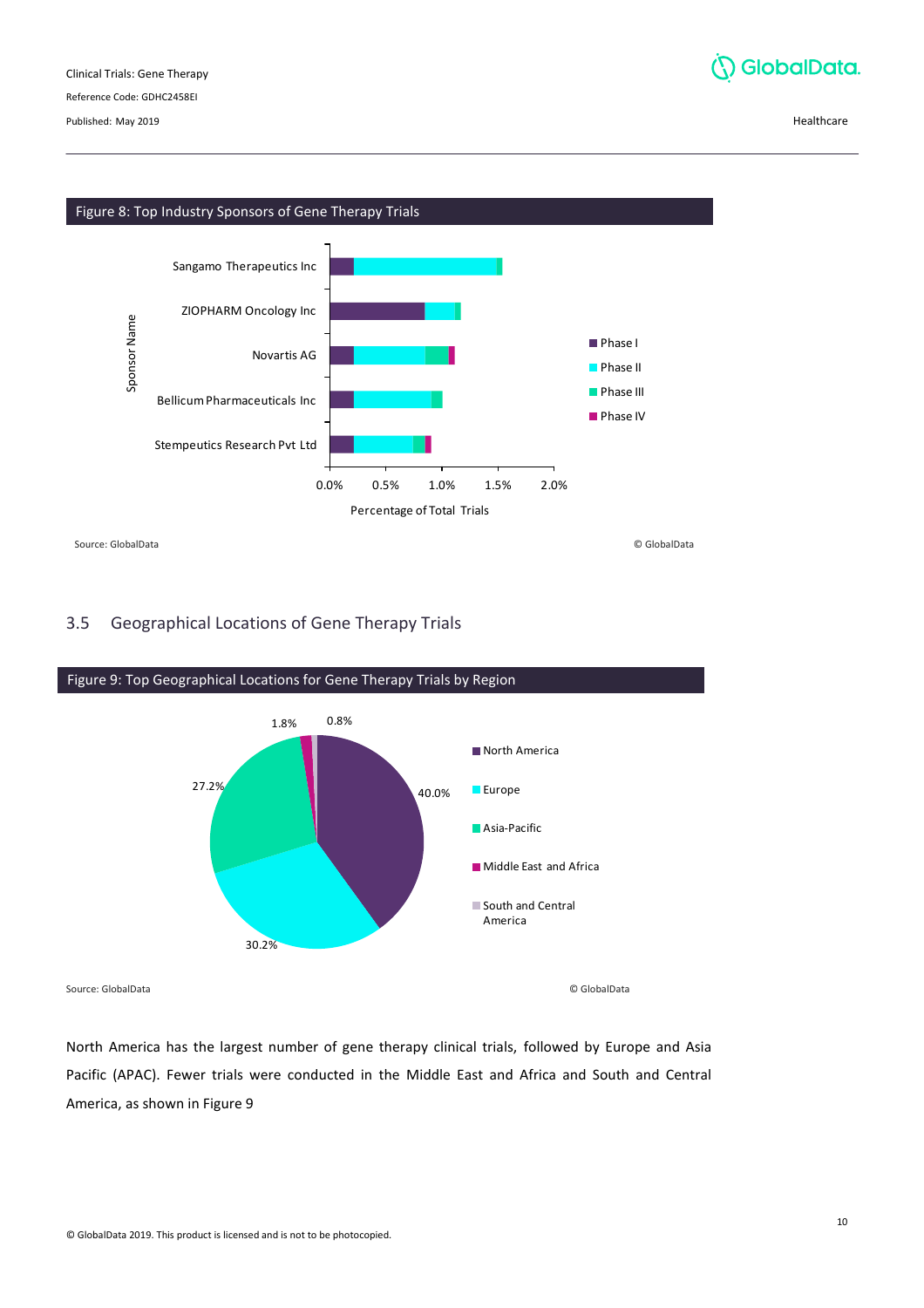Figure 8: Top Industry Sponsors of Gene Therapy Trials

Sponsor Name

Sangamo Therapeutics Inc

ZIOPHARM Oncology Inc

Novartis AG

Bellicum Pharmaceuticals Inc

Stempeutics Research Pvt Ltd

0.0% 0.5% 1.0% 1.5% 2.0%

Percentage of Total Trials

Phase I
Phase II
Phase III
Phase IV

Source: GlobalData © GlobalData

## 3.5 Geographical Locations of Gene Therapy Trials

Figure 9: Top Geographical Locations for Gene Therapy Trials by Region

| Region | Share |
|---|---|
| North America | 40.0% |
| Europe | 30.2% |
| Asia-Pacific | 27.2% |
| Middle East and Africa | 1.8% |
| South and Central America | 0.8% |

Source: GlobalData © GlobalData

North America has the largest number of gene therapy clinical trials, followed by Europe and Asia Pacific (APAC). Fewer trials were conducted in the Middle East and Africa and South and Central America, as shown in Figure 9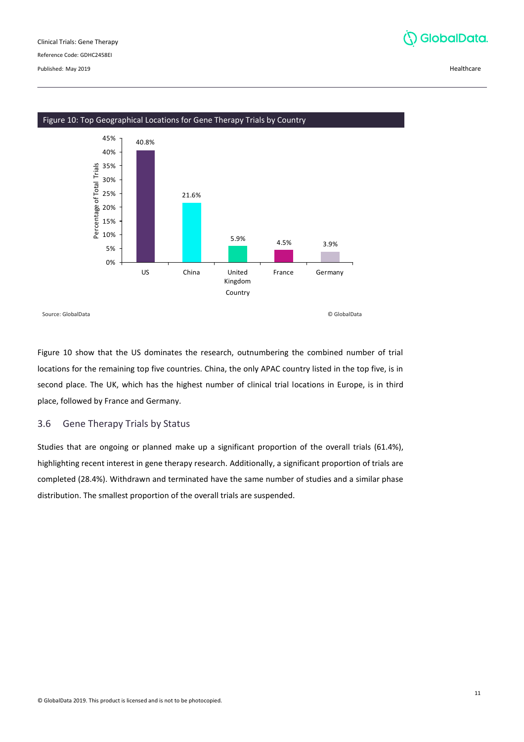Figure 10: Top Geographical Locations for Gene Therapy Trials by Country

| Country | Percentage of Total Trials |
|---|---|
| US | 40.8% |
| China | 21.6% |
| United Kingdom | 5.9% |
| France | 4.5% |
| Germany | 3.9% |

Source: GlobalData

© GlobalData

Figure 10 show that the US dominates the research, outnumbering the combined number of trial locations for the remaining top five countries. China, the only APAC country listed in the top five, is in second place. The UK, which has the highest number of clinical trial locations in Europe, is in third place, followed by France and Germany.

## 3.6 Gene Therapy Trials by Status

Studies that are ongoing or planned make up a significant proportion of the overall trials (61.4%), highlighting recent interest in gene therapy research. Additionally, a significant proportion of trials are completed (28.4%). Withdrawn and terminated have the same number of studies and a similar phase distribution. The smallest proportion of the overall trials are suspended.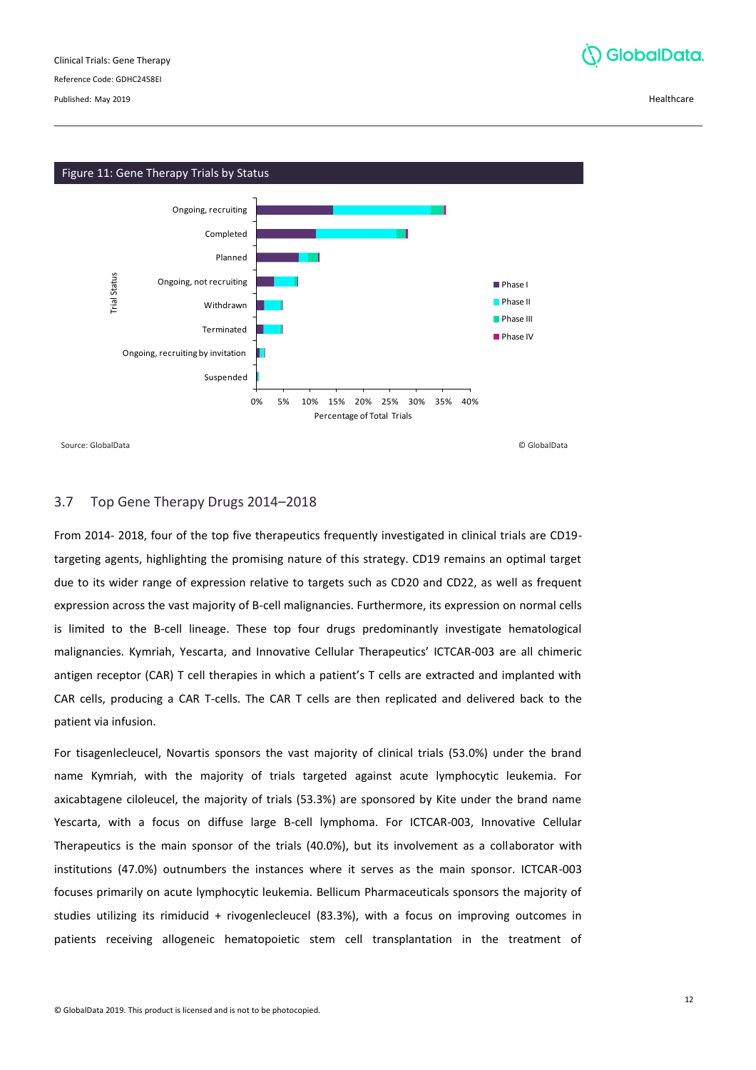Figure 11: Gene Therapy Trials by Status

Source: GlobalData

© GlobalData

## 3.7 Top Gene Therapy Drugs 2014–2018

From 2014- 2018, four of the top five therapeutics frequently investigated in clinical trials are CD19-targeting agents, highlighting the promising nature of this strategy. CD19 remains an optimal target due to its wider range of expression relative to targets such as CD20 and CD22, as well as frequent expression across the vast majority of B-cell malignancies. Furthermore, its expression on normal cells is limited to the B-cell lineage. These top four drugs predominantly investigate hematological malignancies. Kymriah, Yescarta, and Innovative Cellular Therapeutics' ICTCAR-003 are all chimeric antigen receptor (CAR) T cell therapies in which a patient's T cells are extracted and implanted with CAR cells, producing a CAR T-cells. The CAR T cells are then replicated and delivered back to the patient via infusion.

For tisagenlecleucel, Novartis sponsors the vast majority of clinical trials (53.0%) under the brand name Kymriah, with the majority of trials targeted against acute lymphocytic leukemia. For axicabtagene ciloleucel, the majority of trials (53.3%) are sponsored by Kite under the brand name Yescarta, with a focus on diffuse large B-cell lymphoma. For ICTCAR-003, Innovative Cellular Therapeutics is the main sponsor of the trials (40.0%), but its involvement as a collaborator with institutions (47.0%) outnumbers the instances where it serves as the main sponsor. ICTCAR-003 focuses primarily on acute lymphocytic leukemia. Bellicum Pharmaceuticals sponsors the majority of studies utilizing its rimiducid + rivogenlecleucel (83.3%), with a focus on improving outcomes in patients receiving allogeneic hematopoietic stem cell transplantation in the treatment of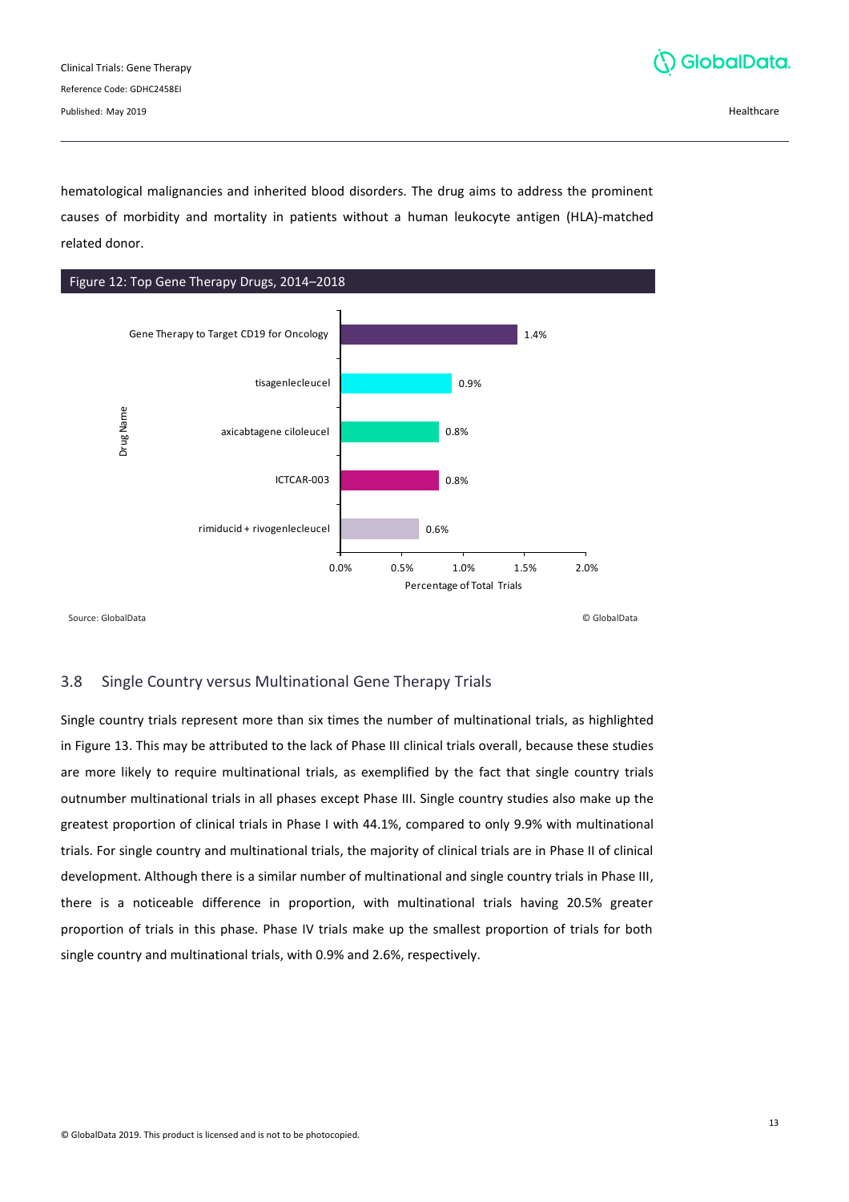hematological malignancies and inherited blood disorders. The drug aims to address the prominent causes of morbidity and mortality in patients without a human leukocyte antigen (HLA)-matched related donor.

Figure 12: Top Gene Therapy Drugs, 2014–2018

| Drug Name | Percentage of Total Trials |
|---|---|
| Gene Therapy to Target CD19 for Oncology | 1.4% |
| tisagenlecleucel | 0.9% |
| axicabtagene ciloleucel | 0.8% |
| ICTCAR-003 | 0.8% |
| rimiducid + rivogenlecleucel | 0.6% |

Source: GlobalData © GlobalData

## 3.8 Single Country versus Multinational Gene Therapy Trials

Single country trials represent more than six times the number of multinational trials, as highlighted in Figure 13. This may be attributed to the lack of Phase III clinical trials overall, because these studies are more likely to require multinational trials, as exemplified by the fact that single country trials outnumber multinational trials in all phases except Phase III. Single country studies also make up the greatest proportion of clinical trials in Phase I with 44.1%, compared to only 9.9% with multinational trials. For single country and multinational trials, the majority of clinical trials are in Phase II of clinical development. Although there is a similar number of multinational and single country trials in Phase III, there is a noticeable difference in proportion, with multinational trials having 20.5% greater proportion of trials in this phase. Phase IV trials make up the smallest proportion of trials for both single country and multinational trials, with 0.9% and 2.6%, respectively.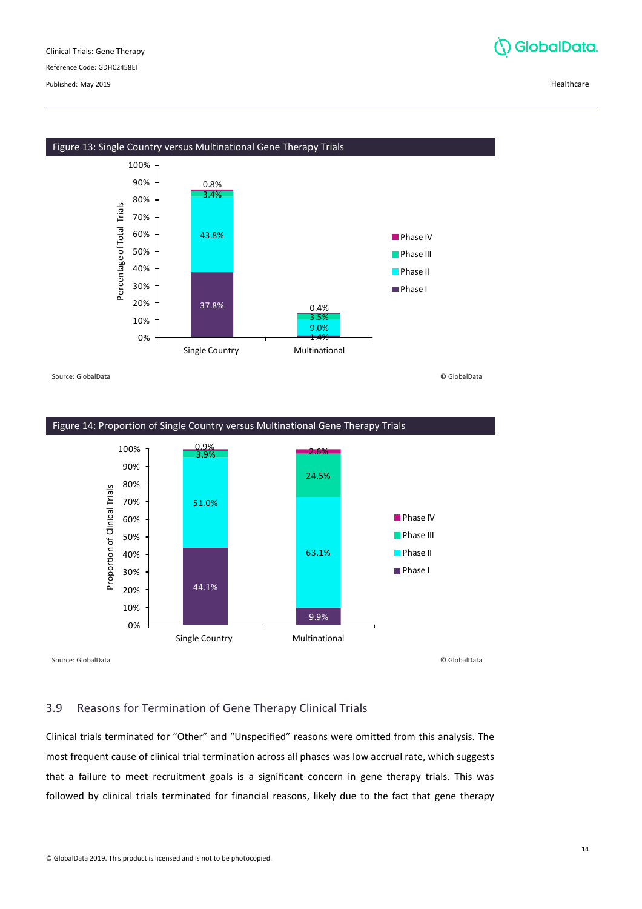Figure 13: Single Country versus Multinational Gene Therapy Trials

| | Phase I | Phase II | Phase III | Phase IV |
|---|---|---|---|---|
| Single Country | 37.8% | 43.8% | 3.4% | 0.8% |
| Multinational | 1.4% | 9.0% | 3.5% | 0.4% |

Source: GlobalData

© GlobalData

Figure 14: Proportion of Single Country versus Multinational Gene Therapy Trials

| | Phase I | Phase II | Phase III | Phase IV |
|---|---|---|---|---|
| Single Country | 44.1% | 51.0% | 3.9% | 0.9% |
| Multinational | 9.9% | 63.1% | 24.5% | 2.6% |

Source: GlobalData

© GlobalData

## 3.9 Reasons for Termination of Gene Therapy Clinical Trials

Clinical trials terminated for "Other" and "Unspecified" reasons were omitted from this analysis. The most frequent cause of clinical trial termination across all phases was low accrual rate, which suggests that a failure to meet recruitment goals is a significant concern in gene therapy trials. This was followed by clinical trials terminated for financial reasons, likely due to the fact that gene therapy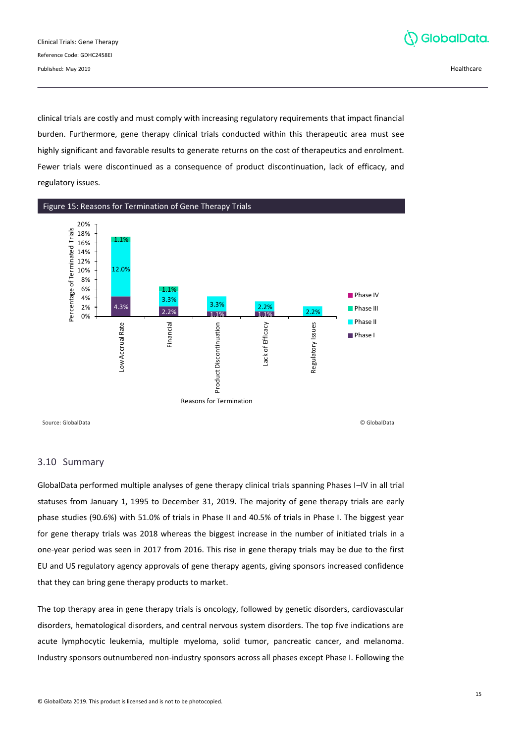clinical trials are costly and must comply with increasing regulatory requirements that impact financial burden. Furthermore, gene therapy clinical trials conducted within this therapeutic area must see highly significant and favorable results to generate returns on the cost of therapeutics and enrolment. Fewer trials were discontinued as a consequence of product discontinuation, lack of efficacy, and regulatory issues.

Figure 15: Reasons for Termination of Gene Therapy Trials

| Reasons for Termination | Phase I | Phase II | Phase III | Phase IV |
|---|---|---|---|---|
| Low Accrual Rate | 4.3% | 12.0% | 1.1% | |
| Financial | 2.2% | 3.3% | 1.1% | |
| Product Discontinuation | 1.1% | 3.3% | | |
| Lack of Efficacy | 1.1% | 2.2% | | |
| Regulatory Issues | | 2.2% | | |

Source: GlobalData © GlobalData

## 3.10 Summary

GlobalData performed multiple analyses of gene therapy clinical trials spanning Phases I–IV in all trial statuses from January 1, 1995 to December 31, 2019. The majority of gene therapy trials are early phase studies (90.6%) with 51.0% of trials in Phase II and 40.5% of trials in Phase I. The biggest year for gene therapy trials was 2018 whereas the biggest increase in the number of initiated trials in a one-year period was seen in 2017 from 2016. This rise in gene therapy trials may be due to the first EU and US regulatory agency approvals of gene therapy agents, giving sponsors increased confidence that they can bring gene therapy products to market.

The top therapy area in gene therapy trials is oncology, followed by genetic disorders, cardiovascular disorders, hematological disorders, and central nervous system disorders. The top five indications are acute lymphocytic leukemia, multiple myeloma, solid tumor, pancreatic cancer, and melanoma. Industry sponsors outnumbered non-industry sponsors across all phases except Phase I. Following the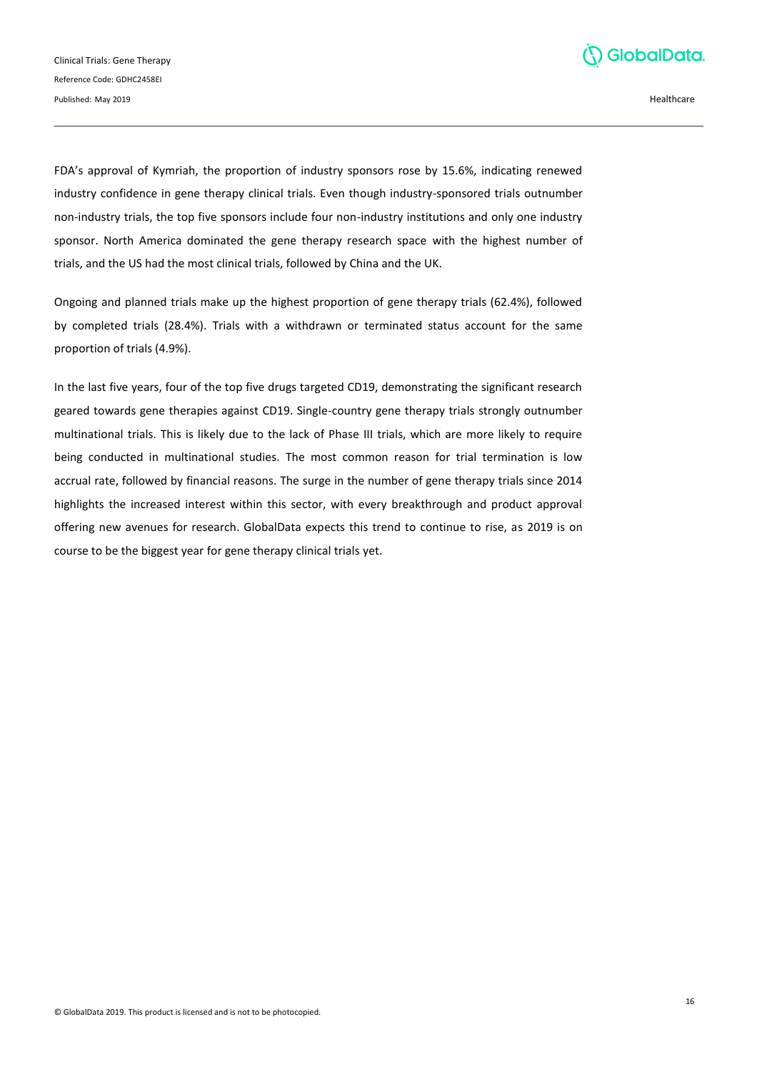FDA's approval of Kymriah, the proportion of industry sponsors rose by 15.6%, indicating renewed industry confidence in gene therapy clinical trials. Even though industry-sponsored trials outnumber non-industry trials, the top five sponsors include four non-industry institutions and only one industry sponsor. North America dominated the gene therapy research space with the highest number of trials, and the US had the most clinical trials, followed by China and the UK.

Ongoing and planned trials make up the highest proportion of gene therapy trials (62.4%), followed by completed trials (28.4%). Trials with a withdrawn or terminated status account for the same proportion of trials (4.9%).

In the last five years, four of the top five drugs targeted CD19, demonstrating the significant research geared towards gene therapies against CD19. Single-country gene therapy trials strongly outnumber multinational trials. This is likely due to the lack of Phase III trials, which are more likely to require being conducted in multinational studies. The most common reason for trial termination is low accrual rate, followed by financial reasons. The surge in the number of gene therapy trials since 2014 highlights the increased interest within this sector, with every breakthrough and product approval offering new avenues for research. GlobalData expects this trend to continue to rise, as 2019 is on course to be the biggest year for gene therapy clinical trials yet.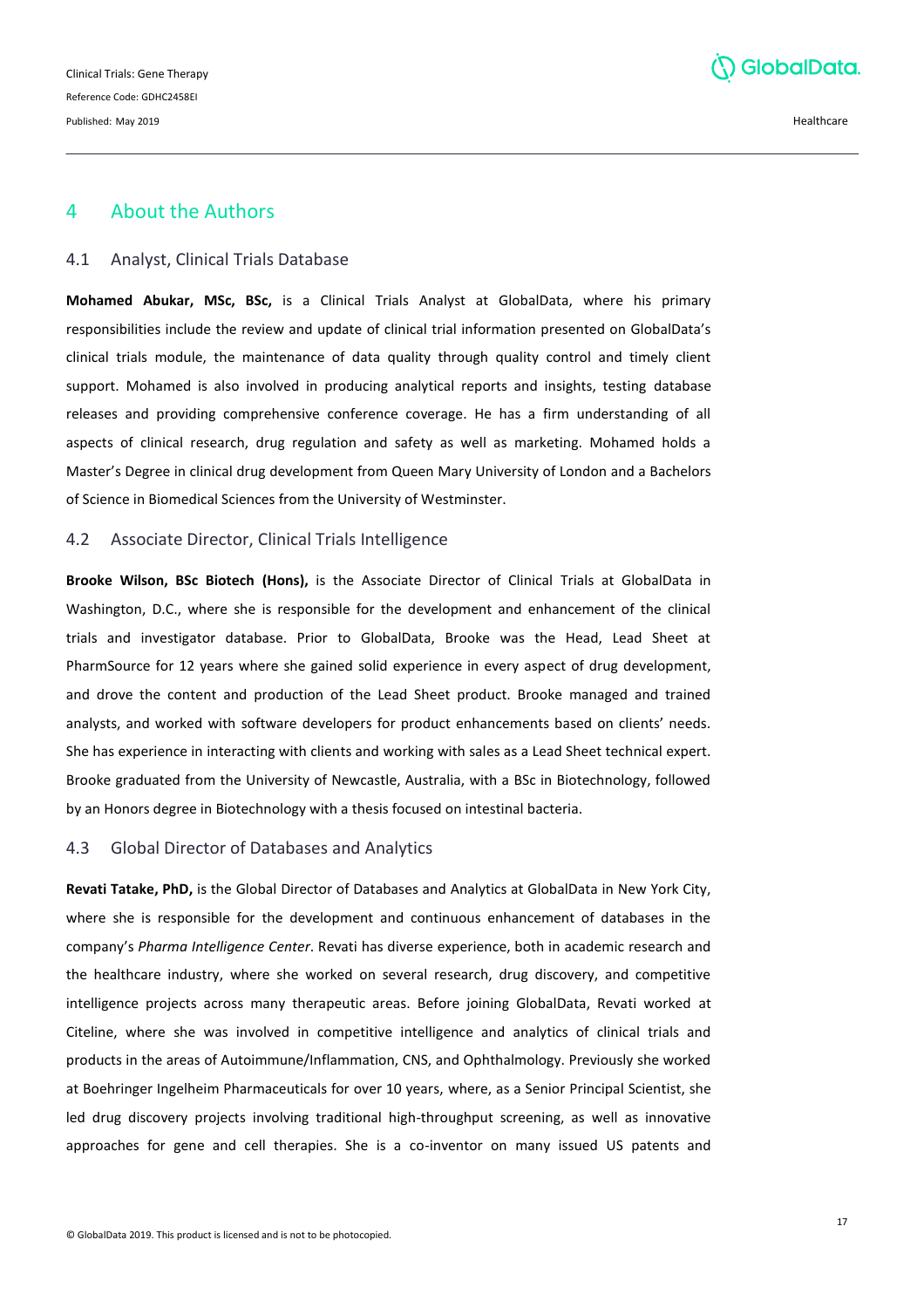# 4 About the Authors

## 4.1 Analyst, Clinical Trials Database

**Mohamed Abukar, MSc, BSc,** is a Clinical Trials Analyst at GlobalData, where his primary responsibilities include the review and update of clinical trial information presented on GlobalData's clinical trials module, the maintenance of data quality through quality control and timely client support. Mohamed is also involved in producing analytical reports and insights, testing database releases and providing comprehensive conference coverage. He has a firm understanding of all aspects of clinical research, drug regulation and safety as well as marketing. Mohamed holds a Master's Degree in clinical drug development from Queen Mary University of London and a Bachelors of Science in Biomedical Sciences from the University of Westminster.

## 4.2 Associate Director, Clinical Trials Intelligence

**Brooke Wilson, BSc Biotech (Hons),** is the Associate Director of Clinical Trials at GlobalData in Washington, D.C., where she is responsible for the development and enhancement of the clinical trials and investigator database. Prior to GlobalData, Brooke was the Head, Lead Sheet at PharmSource for 12 years where she gained solid experience in every aspect of drug development, and drove the content and production of the Lead Sheet product. Brooke managed and trained analysts, and worked with software developers for product enhancements based on clients' needs. She has experience in interacting with clients and working with sales as a Lead Sheet technical expert. Brooke graduated from the University of Newcastle, Australia, with a BSc in Biotechnology, followed by an Honors degree in Biotechnology with a thesis focused on intestinal bacteria.

## 4.3 Global Director of Databases and Analytics

**Revati Tatake, PhD,** is the Global Director of Databases and Analytics at GlobalData in New York City, where she is responsible for the development and continuous enhancement of databases in the company's *Pharma Intelligence Center*. Revati has diverse experience, both in academic research and the healthcare industry, where she worked on several research, drug discovery, and competitive intelligence projects across many therapeutic areas. Before joining GlobalData, Revati worked at Citeline, where she was involved in competitive intelligence and analytics of clinical trials and products in the areas of Autoimmune/Inflammation, CNS, and Ophthalmology. Previously she worked at Boehringer Ingelheim Pharmaceuticals for over 10 years, where, as a Senior Principal Scientist, she led drug discovery projects involving traditional high-throughput screening, as well as innovative approaches for gene and cell therapies. She is a co-inventor on many issued US patents and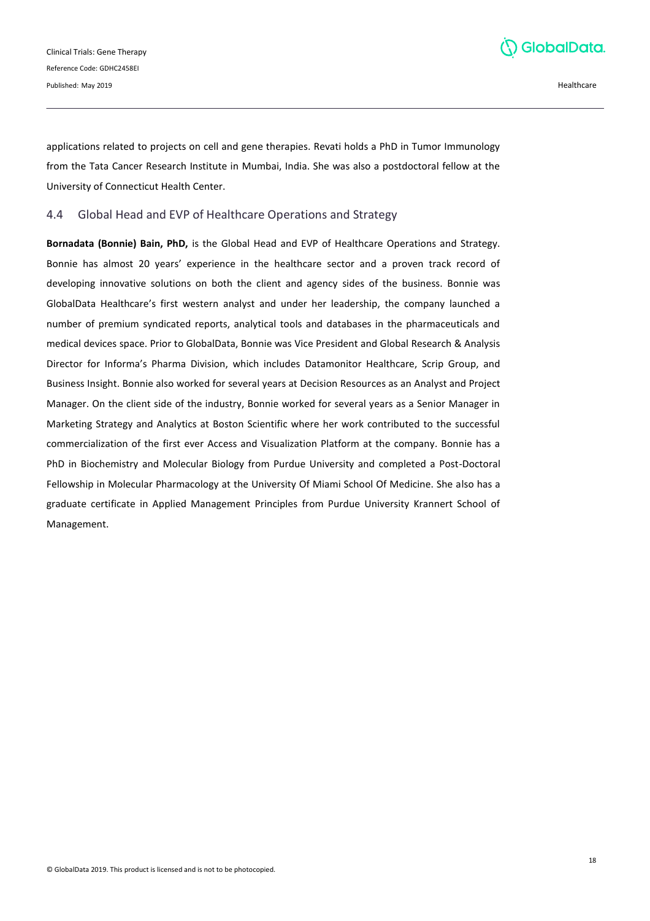applications related to projects on cell and gene therapies. Revati holds a PhD in Tumor Immunology from the Tata Cancer Research Institute in Mumbai, India. She was also a postdoctoral fellow at the University of Connecticut Health Center.

## 4.4 Global Head and EVP of Healthcare Operations and Strategy

**Bornadata (Bonnie) Bain, PhD,** is the Global Head and EVP of Healthcare Operations and Strategy. Bonnie has almost 20 years' experience in the healthcare sector and a proven track record of developing innovative solutions on both the client and agency sides of the business. Bonnie was GlobalData Healthcare's first western analyst and under her leadership, the company launched a number of premium syndicated reports, analytical tools and databases in the pharmaceuticals and medical devices space. Prior to GlobalData, Bonnie was Vice President and Global Research & Analysis Director for Informa's Pharma Division, which includes Datamonitor Healthcare, Scrip Group, and Business Insight. Bonnie also worked for several years at Decision Resources as an Analyst and Project Manager. On the client side of the industry, Bonnie worked for several years as a Senior Manager in Marketing Strategy and Analytics at Boston Scientific where her work contributed to the successful commercialization of the first ever Access and Visualization Platform at the company. Bonnie has a PhD in Biochemistry and Molecular Biology from Purdue University and completed a Post-Doctoral Fellowship in Molecular Pharmacology at the University Of Miami School Of Medicine. She also has a graduate certificate in Applied Management Principles from Purdue University Krannert School of Management.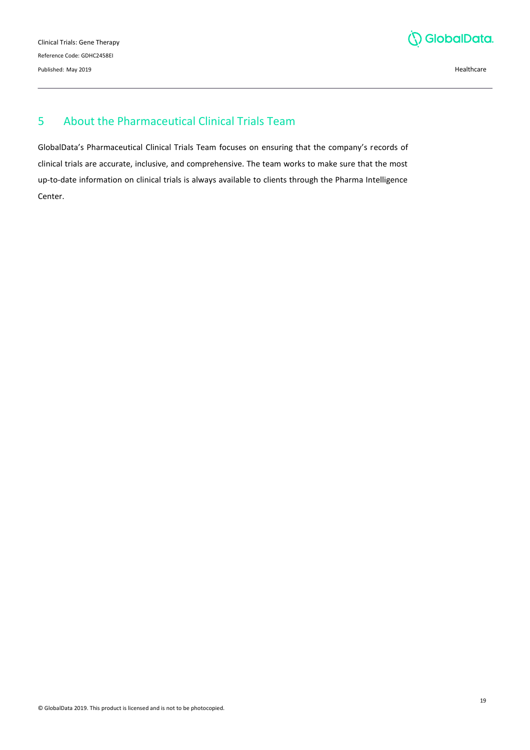## 5 About the Pharmaceutical Clinical Trials Team

GlobalData's Pharmaceutical Clinical Trials Team focuses on ensuring that the company's records of clinical trials are accurate, inclusive, and comprehensive. The team works to make sure that the most up-to-date information on clinical trials is always available to clients through the Pharma Intelligence Center.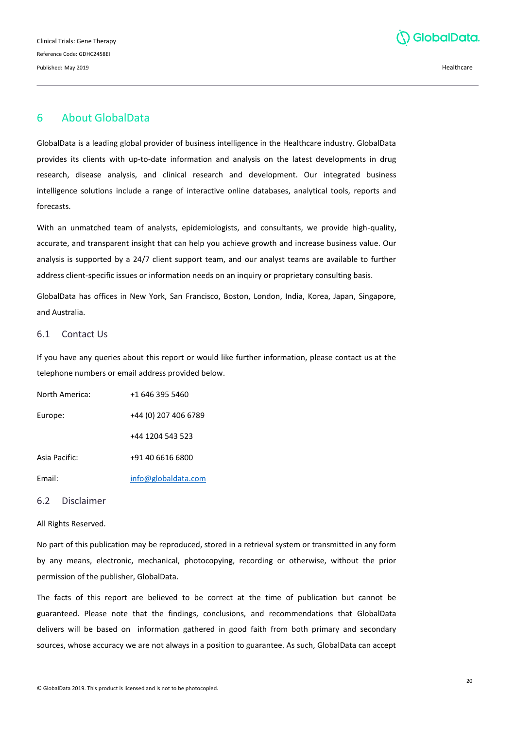# 6 About GlobalData

GlobalData is a leading global provider of business intelligence in the Healthcare industry. GlobalData provides its clients with up-to-date information and analysis on the latest developments in drug research, disease analysis, and clinical research and development. Our integrated business intelligence solutions include a range of interactive online databases, analytical tools, reports and forecasts.

With an unmatched team of analysts, epidemiologists, and consultants, we provide high-quality, accurate, and transparent insight that can help you achieve growth and increase business value. Our analysis is supported by a 24/7 client support team, and our analyst teams are available to further address client-specific issues or information needs on an inquiry or proprietary consulting basis.

GlobalData has offices in New York, San Francisco, Boston, London, India, Korea, Japan, Singapore, and Australia.

## 6.1 Contact Us

If you have any queries about this report or would like further information, please contact us at the telephone numbers or email address provided below.

| | |
|---|---|
| North America: | +1 646 395 5460 |
| Europe: | +44 (0) 207 406 6789 |
| | +44 1204 543 523 |
| Asia Pacific: | +91 40 6616 6800 |
| Email: | info@globaldata.com |

## 6.2 Disclaimer

All Rights Reserved.

No part of this publication may be reproduced, stored in a retrieval system or transmitted in any form by any means, electronic, mechanical, photocopying, recording or otherwise, without the prior permission of the publisher, GlobalData.

The facts of this report are believed to be correct at the time of publication but cannot be guaranteed. Please note that the findings, conclusions, and recommendations that GlobalData delivers will be based on information gathered in good faith from both primary and secondary sources, whose accuracy we are not always in a position to guarantee. As such, GlobalData can accept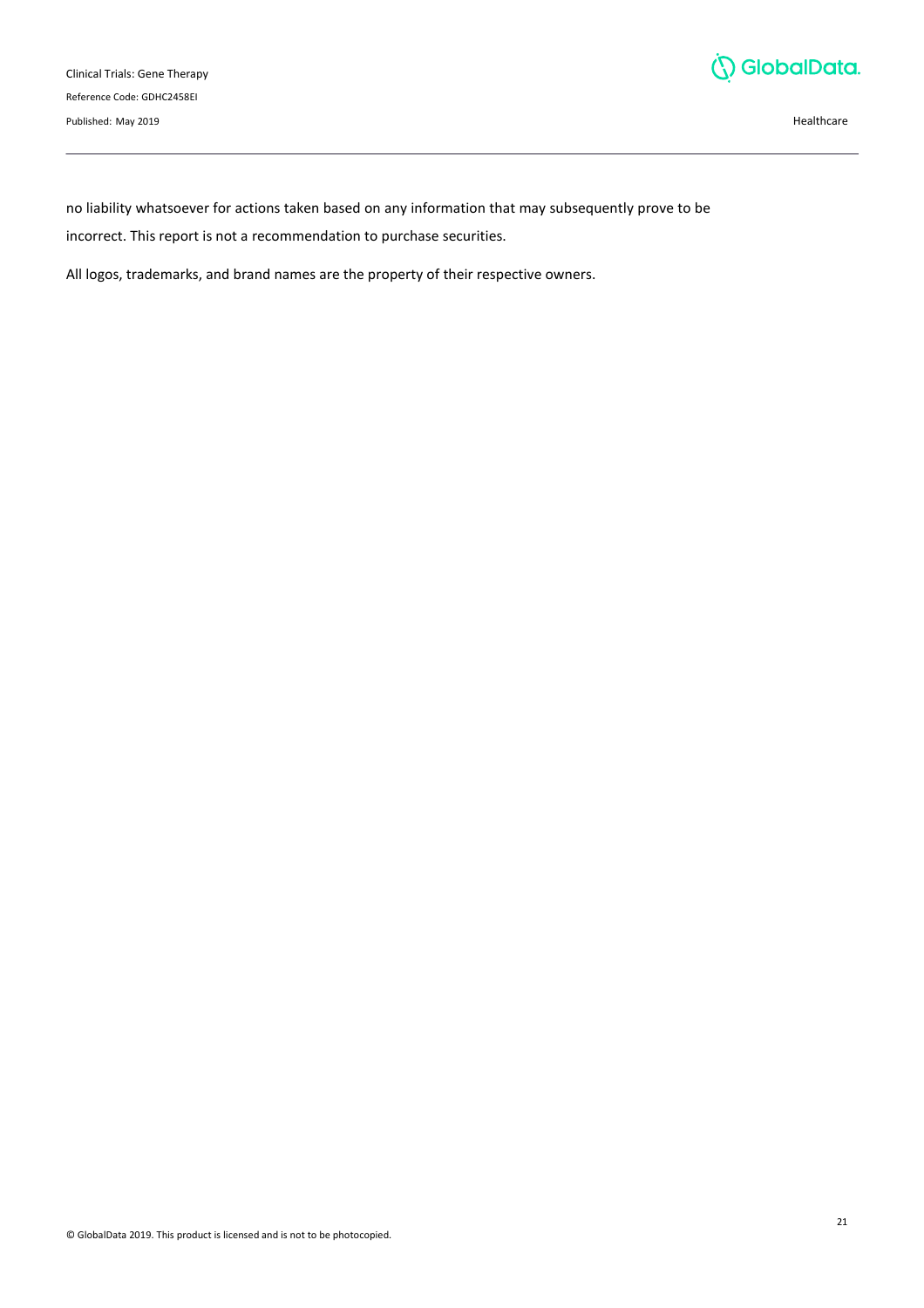no liability whatsoever for actions taken based on any information that may subsequently prove to be incorrect. This report is not a recommendation to purchase securities.

All logos, trademarks, and brand names are the property of their respective owners.